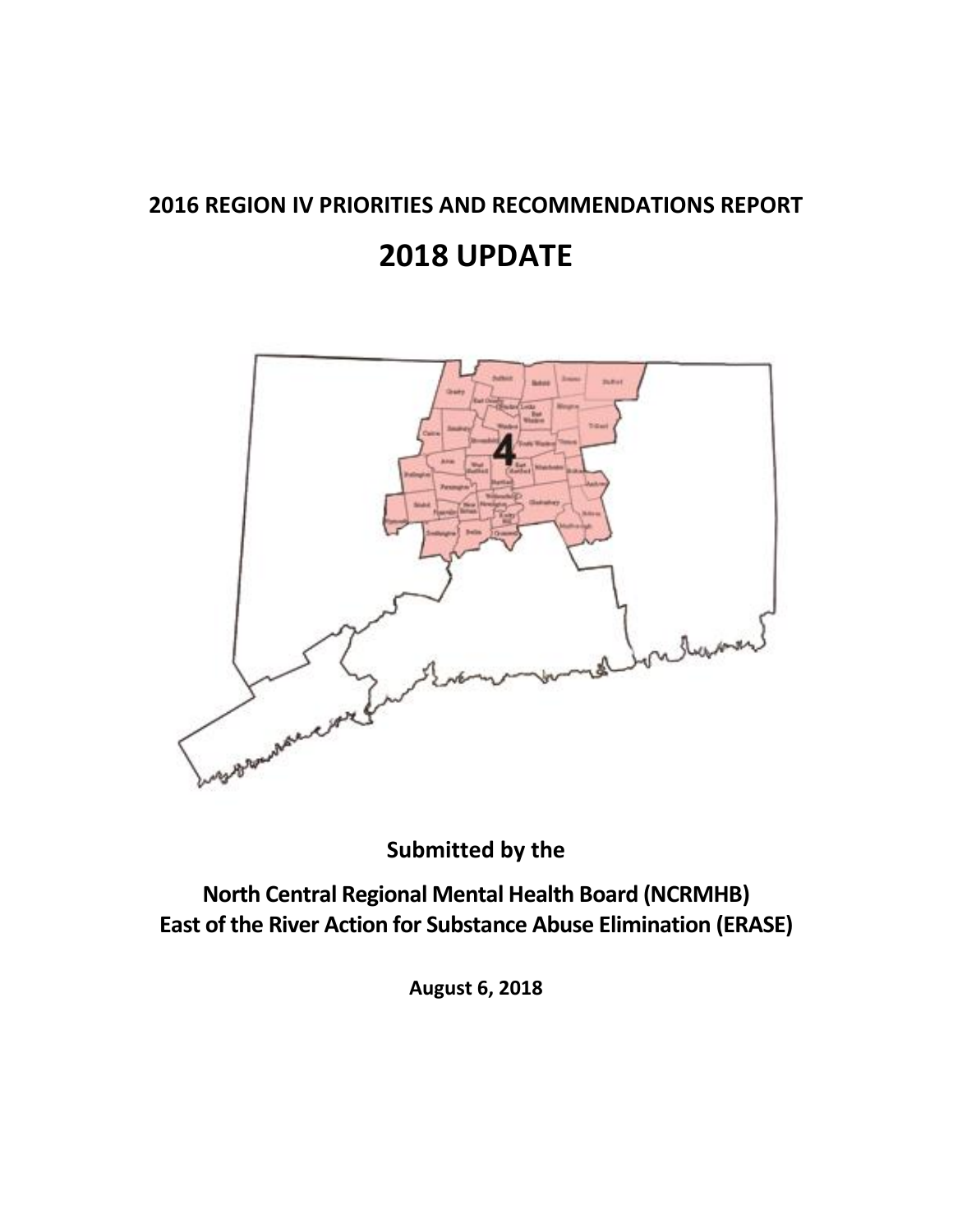# 2016 REGION IV PRIORITIES AND RECOMMENDATIONS REPORT

# 2018 UPDATE

**Submitted by the**

**North Central Regional Mental Health Board (NCRMHB)**
**East of the River Action for Substance Abuse Elimination (ERASE)**

**August 6, 2018**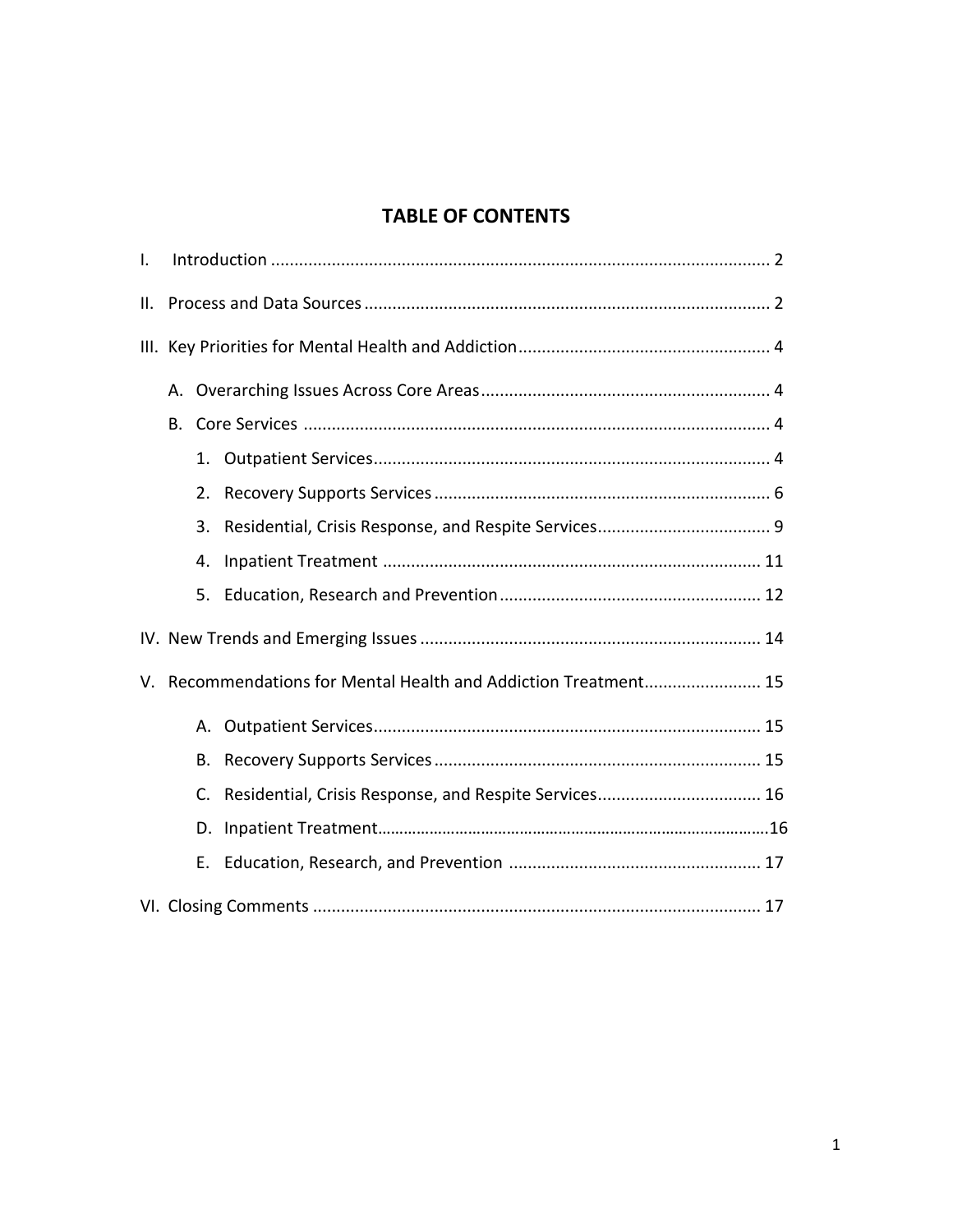## TABLE OF CONTENTS

I. Introduction .......................................................................................................... 2

II. Process and Data Sources ...................................................................................... 2

III. Key Priorities for Mental Health and Addiction ..................................................... 4

- A. Overarching Issues Across Core Areas ............................................................. 4
- B. Core Services .................................................................................................. 4
  1. Outpatient Services .................................................................................... 4
  2. Recovery Supports Services ....................................................................... 6
  3. Residential, Crisis Response, and Respite Services .................................... 9
  4. Inpatient Treatment ................................................................................ 11
  5. Education, Research and Prevention ....................................................... 12

IV. New Trends and Emerging Issues ........................................................................ 14

V. Recommendations for Mental Health and Addiction Treatment ......................... 15

- A. Outpatient Services .................................................................................. 15
- B. Recovery Supports Services ..................................................................... 15
- C. Residential, Crisis Response, and Respite Services ................................... 16
- D. Inpatient Treatment ...................................................................................16
- E. Education, Research, and Prevention ...................................................... 17

VI. Closing Comments ............................................................................................... 17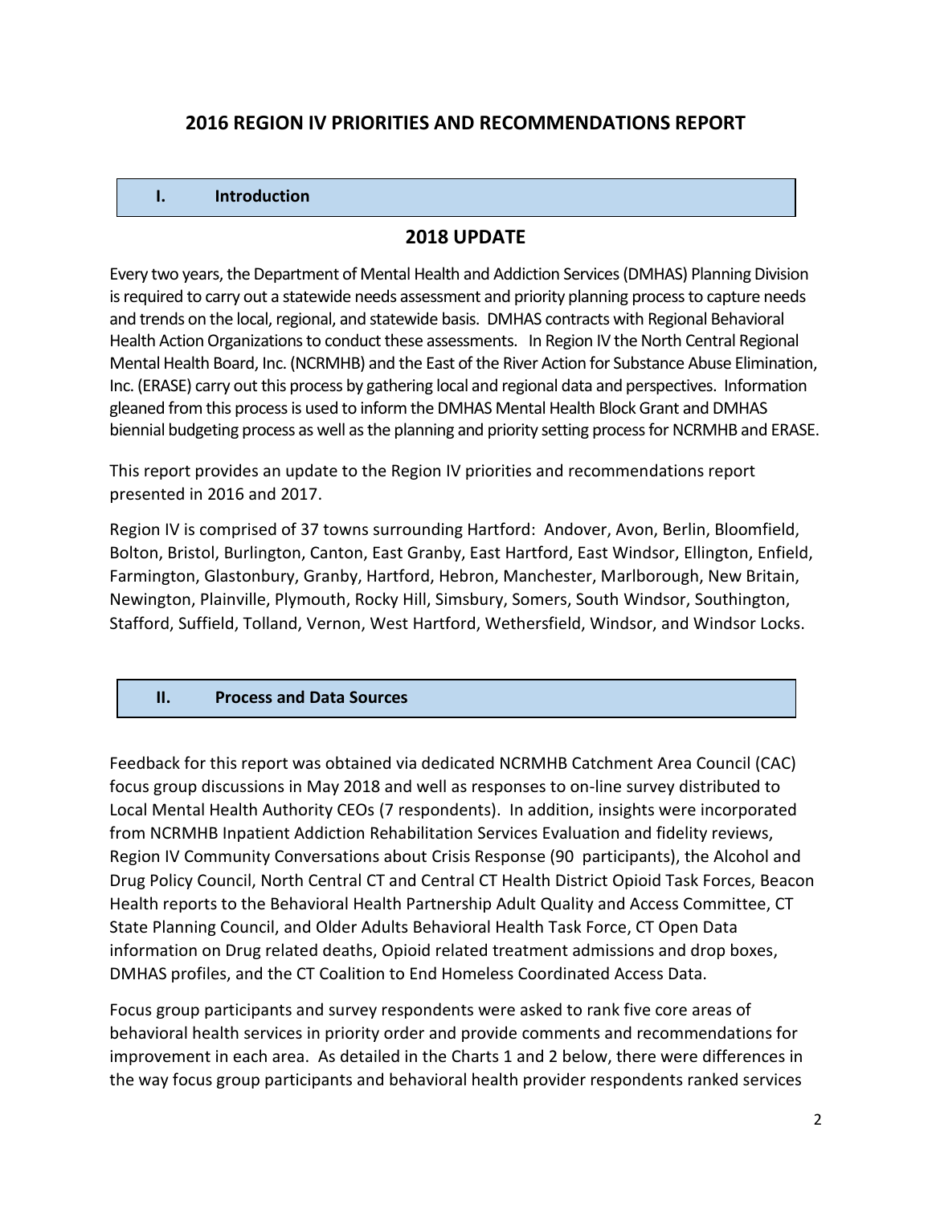# 2016 REGION IV PRIORITIES AND RECOMMENDATIONS REPORT

## I. Introduction

## 2018 UPDATE

Every two years, the Department of Mental Health and Addiction Services (DMHAS) Planning Division is required to carry out a statewide needs assessment and priority planning process to capture needs and trends on the local, regional, and statewide basis. DMHAS contracts with Regional Behavioral Health Action Organizations to conduct these assessments. In Region IV the North Central Regional Mental Health Board, Inc. (NCRMHB) and the East of the River Action for Substance Abuse Elimination, Inc. (ERASE) carry out this process by gathering local and regional data and perspectives. Information gleaned from this process is used to inform the DMHAS Mental Health Block Grant and DMHAS biennial budgeting process as well as the planning and priority setting process for NCRMHB and ERASE.

This report provides an update to the Region IV priorities and recommendations report presented in 2016 and 2017.

Region IV is comprised of 37 towns surrounding Hartford: Andover, Avon, Berlin, Bloomfield, Bolton, Bristol, Burlington, Canton, East Granby, East Hartford, East Windsor, Ellington, Enfield, Farmington, Glastonbury, Granby, Hartford, Hebron, Manchester, Marlborough, New Britain, Newington, Plainville, Plymouth, Rocky Hill, Simsbury, Somers, South Windsor, Southington, Stafford, Suffield, Tolland, Vernon, West Hartford, Wethersfield, Windsor, and Windsor Locks.

## II. Process and Data Sources

Feedback for this report was obtained via dedicated NCRMHB Catchment Area Council (CAC) focus group discussions in May 2018 and well as responses to on-line survey distributed to Local Mental Health Authority CEOs (7 respondents). In addition, insights were incorporated from NCRMHB Inpatient Addiction Rehabilitation Services Evaluation and fidelity reviews, Region IV Community Conversations about Crisis Response (90 participants), the Alcohol and Drug Policy Council, North Central CT and Central CT Health District Opioid Task Forces, Beacon Health reports to the Behavioral Health Partnership Adult Quality and Access Committee, CT State Planning Council, and Older Adults Behavioral Health Task Force, CT Open Data information on Drug related deaths, Opioid related treatment admissions and drop boxes, DMHAS profiles, and the CT Coalition to End Homeless Coordinated Access Data.

Focus group participants and survey respondents were asked to rank five core areas of behavioral health services in priority order and provide comments and recommendations for improvement in each area. As detailed in the Charts 1 and 2 below, there were differences in the way focus group participants and behavioral health provider respondents ranked services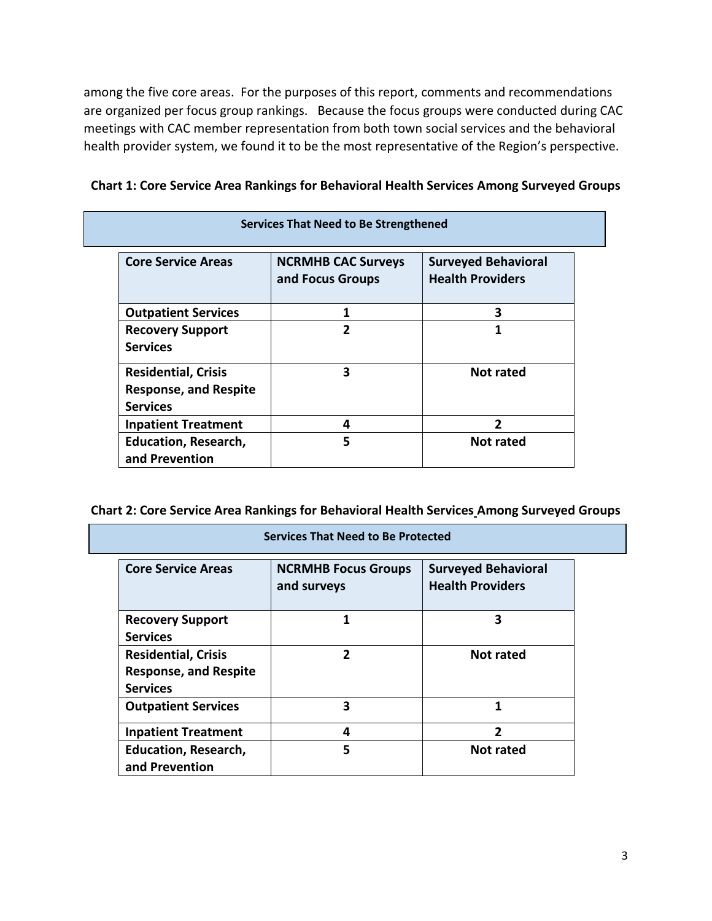among the five core areas. For the purposes of this report, comments and recommendations are organized per focus group rankings. Because the focus groups were conducted during CAC meetings with CAC member representation from both town social services and the behavioral health provider system, we found it to be the most representative of the Region's perspective.

**Chart 1: Core Service Area Rankings for Behavioral Health Services Among Surveyed Groups**

| Services That Need to Be Strengthened | | |
|---|---|---|
| **Core Service Areas** | **NCRMHB CAC Surveys and Focus Groups** | **Surveyed Behavioral Health Providers** |
| **Outpatient Services** | **1** | **3** |
| **Recovery Support Services** | **2** | **1** |
| **Residential, Crisis Response, and Respite Services** | **3** | **Not rated** |
| **Inpatient Treatment** | **4** | **2** |
| **Education, Research, and Prevention** | **5** | **Not rated** |

**Chart 2: Core Service Area Rankings for Behavioral Health Services Among Surveyed Groups**

| Services That Need to Be Protected | | |
|---|---|---|
| **Core Service Areas** | **NCRMHB Focus Groups and surveys** | **Surveyed Behavioral Health Providers** |
| **Recovery Support Services** | **1** | **3** |
| **Residential, Crisis Response, and Respite Services** | **2** | **Not rated** |
| **Outpatient Services** | **3** | **1** |
| **Inpatient Treatment** | **4** | **2** |
| **Education, Research, and Prevention** | **5** | **Not rated** |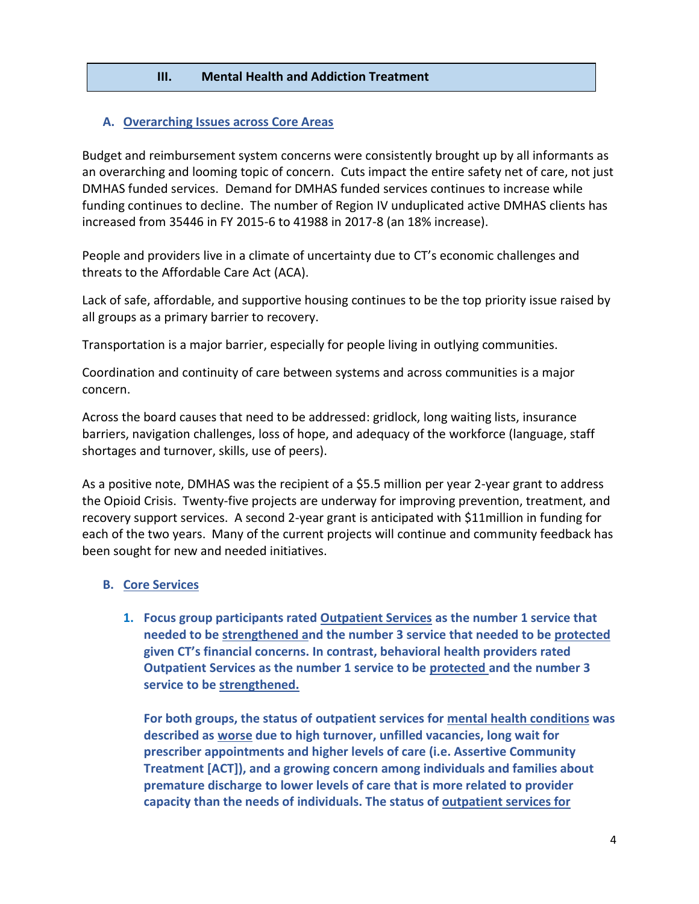## III. Mental Health and Addiction Treatment

### A. Overarching Issues across Core Areas

Budget and reimbursement system concerns were consistently brought up by all informants as an overarching and looming topic of concern. Cuts impact the entire safety net of care, not just DMHAS funded services. Demand for DMHAS funded services continues to increase while funding continues to decline. The number of Region IV unduplicated active DMHAS clients has increased from 35446 in FY 2015-6 to 41988 in 2017-8 (an 18% increase).

People and providers live in a climate of uncertainty due to CT's economic challenges and threats to the Affordable Care Act (ACA).

Lack of safe, affordable, and supportive housing continues to be the top priority issue raised by all groups as a primary barrier to recovery.

Transportation is a major barrier, especially for people living in outlying communities.

Coordination and continuity of care between systems and across communities is a major concern.

Across the board causes that need to be addressed: gridlock, long waiting lists, insurance barriers, navigation challenges, loss of hope, and adequacy of the workforce (language, staff shortages and turnover, skills, use of peers).

As a positive note, DMHAS was the recipient of a $5.5 million per year 2-year grant to address the Opioid Crisis. Twenty-five projects are underway for improving prevention, treatment, and recovery support services. A second 2-year grant is anticipated with $11million in funding for each of the two years. Many of the current projects will continue and community feedback has been sought for new and needed initiatives.

### B. Core Services

1. **Focus group participants rated Outpatient Services as the number 1 service that needed to be strengthened and the number 3 service that needed to be protected given CT's financial concerns. In contrast, behavioral health providers rated Outpatient Services as the number 1 service to be protected and the number 3 service to be strengthened.**

   **For both groups, the status of outpatient services for mental health conditions was described as worse due to high turnover, unfilled vacancies, long wait for prescriber appointments and higher levels of care (i.e. Assertive Community Treatment [ACT]), and a growing concern among individuals and families about premature discharge to lower levels of care that is more related to provider capacity than the needs of individuals. The status of outpatient services for**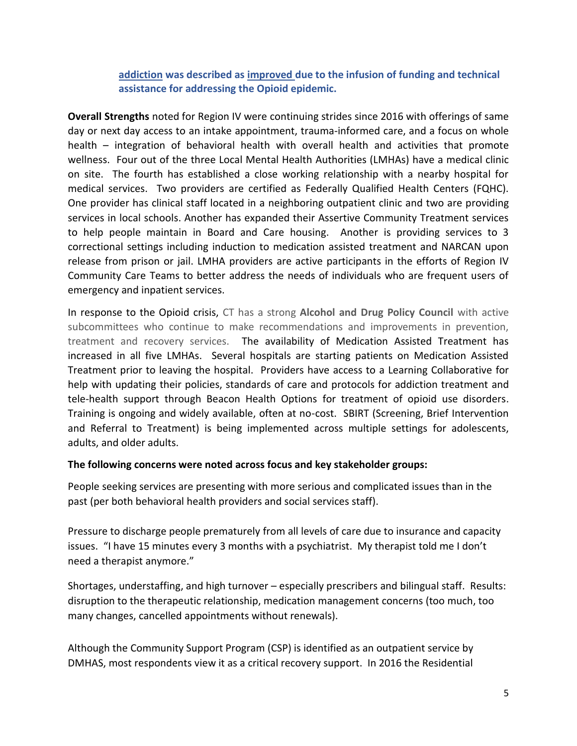**addiction was described as improved due to the infusion of funding and technical assistance for addressing the Opioid epidemic.**

**Overall Strengths** noted for Region IV were continuing strides since 2016 with offerings of same day or next day access to an intake appointment, trauma-informed care, and a focus on whole health – integration of behavioral health with overall health and activities that promote wellness. Four out of the three Local Mental Health Authorities (LMHAs) have a medical clinic on site. The fourth has established a close working relationship with a nearby hospital for medical services. Two providers are certified as Federally Qualified Health Centers (FQHC). One provider has clinical staff located in a neighboring outpatient clinic and two are providing services in local schools. Another has expanded their Assertive Community Treatment services to help people maintain in Board and Care housing. Another is providing services to 3 correctional settings including induction to medication assisted treatment and NARCAN upon release from prison or jail. LMHA providers are active participants in the efforts of Region IV Community Care Teams to better address the needs of individuals who are frequent users of emergency and inpatient services.

In response to the Opioid crisis, CT has a strong **Alcohol and Drug Policy Council** with active subcommittees who continue to make recommendations and improvements in prevention, treatment and recovery services. The availability of Medication Assisted Treatment has increased in all five LMHAs. Several hospitals are starting patients on Medication Assisted Treatment prior to leaving the hospital. Providers have access to a Learning Collaborative for help with updating their policies, standards of care and protocols for addiction treatment and tele-health support through Beacon Health Options for treatment of opioid use disorders. Training is ongoing and widely available, often at no-cost. SBIRT (Screening, Brief Intervention and Referral to Treatment) is being implemented across multiple settings for adolescents, adults, and older adults.

**The following concerns were noted across focus and key stakeholder groups:**

People seeking services are presenting with more serious and complicated issues than in the past (per both behavioral health providers and social services staff).

Pressure to discharge people prematurely from all levels of care due to insurance and capacity issues. "I have 15 minutes every 3 months with a psychiatrist. My therapist told me I don't need a therapist anymore."

Shortages, understaffing, and high turnover – especially prescribers and bilingual staff. Results: disruption to the therapeutic relationship, medication management concerns (too much, too many changes, cancelled appointments without renewals).

Although the Community Support Program (CSP) is identified as an outpatient service by DMHAS, most respondents view it as a critical recovery support. In 2016 the Residential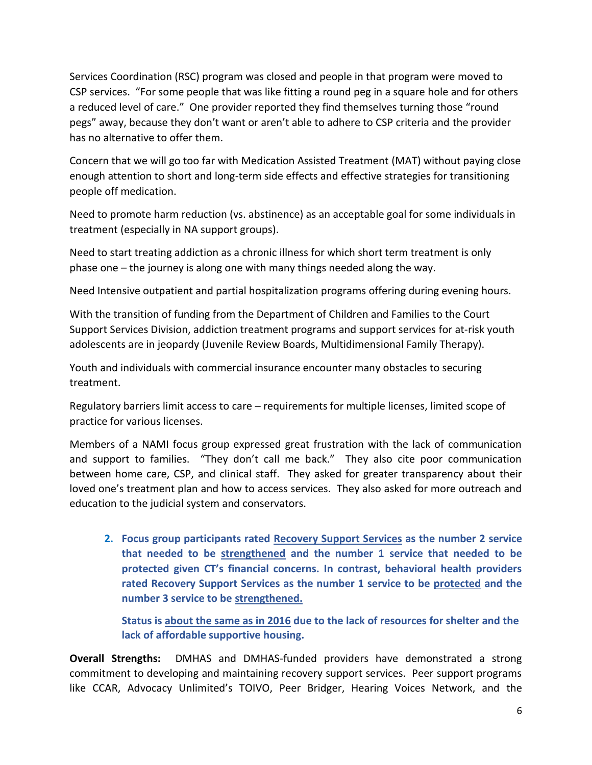Services Coordination (RSC) program was closed and people in that program were moved to CSP services. "For some people that was like fitting a round peg in a square hole and for others a reduced level of care." One provider reported they find themselves turning those "round pegs" away, because they don't want or aren't able to adhere to CSP criteria and the provider has no alternative to offer them.

Concern that we will go too far with Medication Assisted Treatment (MAT) without paying close enough attention to short and long-term side effects and effective strategies for transitioning people off medication.

Need to promote harm reduction (vs. abstinence) as an acceptable goal for some individuals in treatment (especially in NA support groups).

Need to start treating addiction as a chronic illness for which short term treatment is only phase one – the journey is along one with many things needed along the way.

Need Intensive outpatient and partial hospitalization programs offering during evening hours.

With the transition of funding from the Department of Children and Families to the Court Support Services Division, addiction treatment programs and support services for at-risk youth adolescents are in jeopardy (Juvenile Review Boards, Multidimensional Family Therapy).

Youth and individuals with commercial insurance encounter many obstacles to securing treatment.

Regulatory barriers limit access to care – requirements for multiple licenses, limited scope of practice for various licenses.

Members of a NAMI focus group expressed great frustration with the lack of communication and support to families. "They don't call me back." They also cite poor communication between home care, CSP, and clinical staff. They asked for greater transparency about their loved one's treatment plan and how to access services. They also asked for more outreach and education to the judicial system and conservators.

2. **Focus group participants rated Recovery Support Services as the number 2 service that needed to be strengthened and the number 1 service that needed to be protected given CT's financial concerns. In contrast, behavioral health providers rated Recovery Support Services as the number 1 service to be protected and the number 3 service to be strengthened.**

   **Status is about the same as in 2016 due to the lack of resources for shelter and the lack of affordable supportive housing.**

**Overall Strengths:** DMHAS and DMHAS-funded providers have demonstrated a strong commitment to developing and maintaining recovery support services. Peer support programs like CCAR, Advocacy Unlimited's TOIVO, Peer Bridger, Hearing Voices Network, and the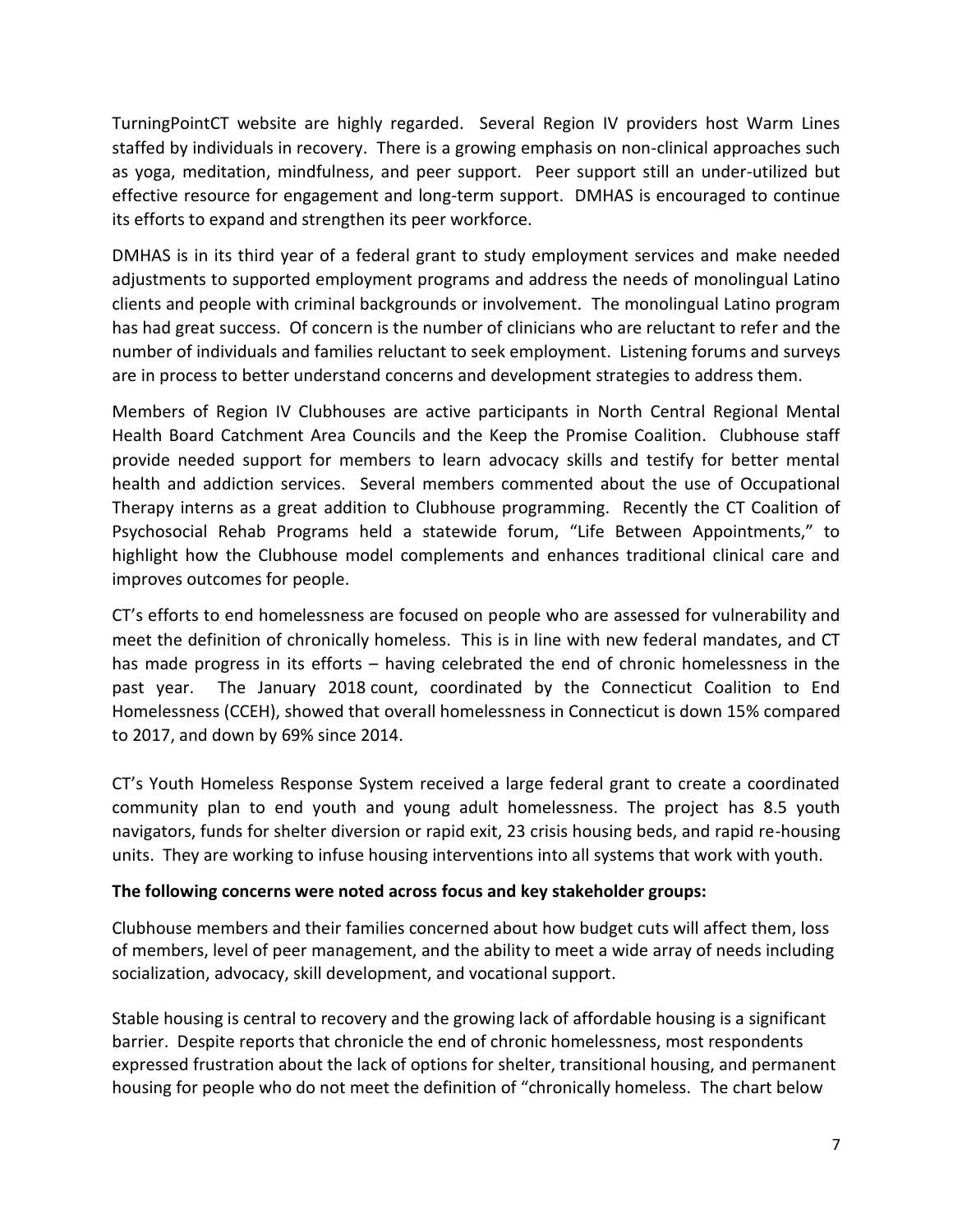TurningPointCT website are highly regarded. Several Region IV providers host Warm Lines staffed by individuals in recovery. There is a growing emphasis on non-clinical approaches such as yoga, meditation, mindfulness, and peer support. Peer support still an under-utilized but effective resource for engagement and long-term support. DMHAS is encouraged to continue its efforts to expand and strengthen its peer workforce.

DMHAS is in its third year of a federal grant to study employment services and make needed adjustments to supported employment programs and address the needs of monolingual Latino clients and people with criminal backgrounds or involvement. The monolingual Latino program has had great success. Of concern is the number of clinicians who are reluctant to refer and the number of individuals and families reluctant to seek employment. Listening forums and surveys are in process to better understand concerns and development strategies to address them.

Members of Region IV Clubhouses are active participants in North Central Regional Mental Health Board Catchment Area Councils and the Keep the Promise Coalition. Clubhouse staff provide needed support for members to learn advocacy skills and testify for better mental health and addiction services. Several members commented about the use of Occupational Therapy interns as a great addition to Clubhouse programming. Recently the CT Coalition of Psychosocial Rehab Programs held a statewide forum, "Life Between Appointments," to highlight how the Clubhouse model complements and enhances traditional clinical care and improves outcomes for people.

CT's efforts to end homelessness are focused on people who are assessed for vulnerability and meet the definition of chronically homeless. This is in line with new federal mandates, and CT has made progress in its efforts – having celebrated the end of chronic homelessness in the past year. The January 2018 count, coordinated by the Connecticut Coalition to End Homelessness (CCEH), showed that overall homelessness in Connecticut is down 15% compared to 2017, and down by 69% since 2014.

CT's Youth Homeless Response System received a large federal grant to create a coordinated community plan to end youth and young adult homelessness. The project has 8.5 youth navigators, funds for shelter diversion or rapid exit, 23 crisis housing beds, and rapid re-housing units. They are working to infuse housing interventions into all systems that work with youth.

**The following concerns were noted across focus and key stakeholder groups:**

Clubhouse members and their families concerned about how budget cuts will affect them, loss of members, level of peer management, and the ability to meet a wide array of needs including socialization, advocacy, skill development, and vocational support.

Stable housing is central to recovery and the growing lack of affordable housing is a significant barrier. Despite reports that chronicle the end of chronic homelessness, most respondents expressed frustration about the lack of options for shelter, transitional housing, and permanent housing for people who do not meet the definition of "chronically homeless. The chart below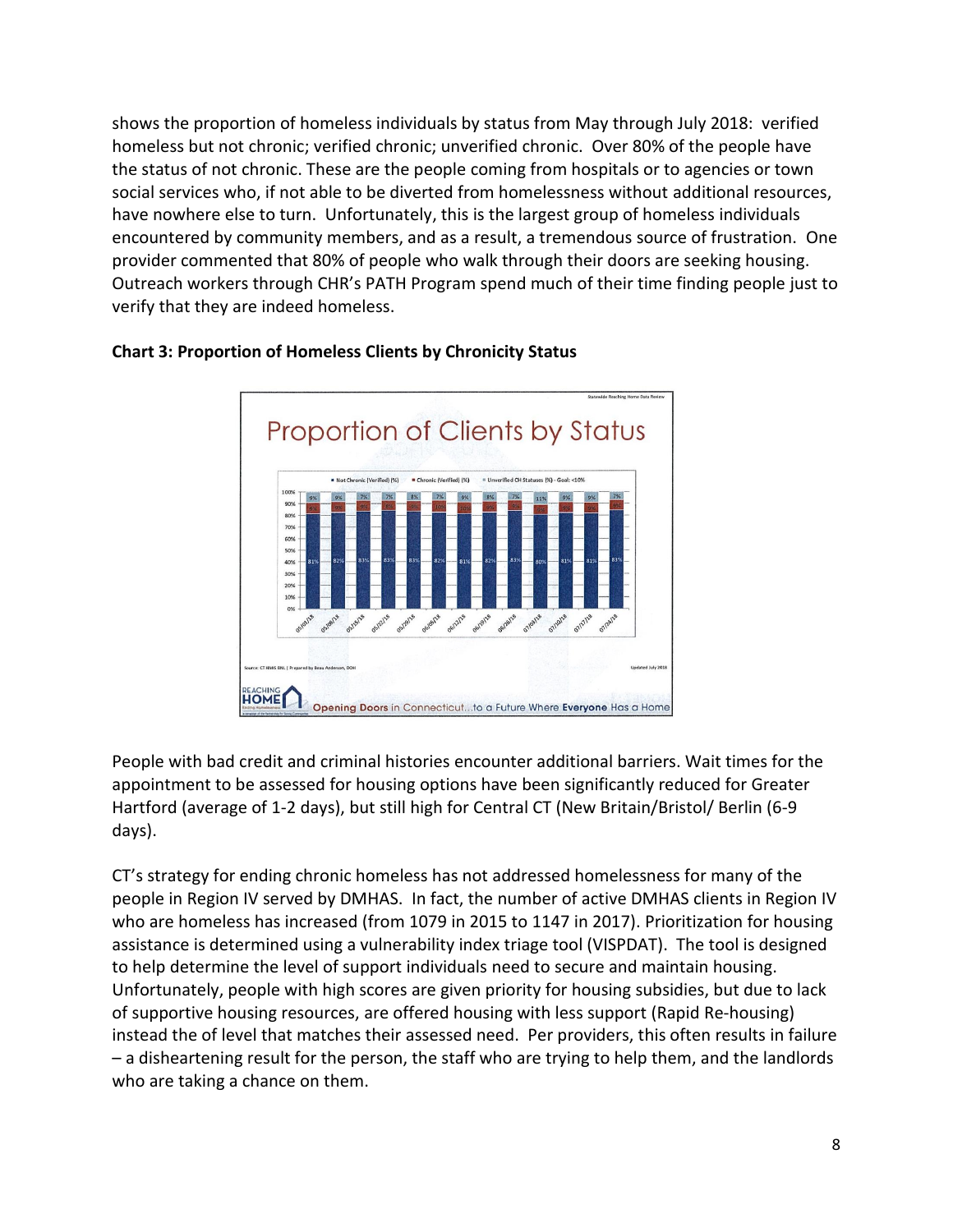shows the proportion of homeless individuals by status from May through July 2018: verified homeless but not chronic; verified chronic; unverified chronic. Over 80% of the people have the status of not chronic. These are the people coming from hospitals or to agencies or town social services who, if not able to be diverted from homelessness without additional resources, have nowhere else to turn. Unfortunately, this is the largest group of homeless individuals encountered by community members, and as a result, a tremendous source of frustration. One provider commented that 80% of people who walk through their doors are seeking housing. Outreach workers through CHR's PATH Program spend much of their time finding people just to verify that they are indeed homeless.

**Chart 3: Proportion of Homeless Clients by Chronicity Status**

People with bad credit and criminal histories encounter additional barriers. Wait times for the appointment to be assessed for housing options have been significantly reduced for Greater Hartford (average of 1-2 days), but still high for Central CT (New Britain/Bristol/ Berlin (6-9 days).

CT's strategy for ending chronic homeless has not addressed homelessness for many of the people in Region IV served by DMHAS. In fact, the number of active DMHAS clients in Region IV who are homeless has increased (from 1079 in 2015 to 1147 in 2017). Prioritization for housing assistance is determined using a vulnerability index triage tool (VISPDAT). The tool is designed to help determine the level of support individuals need to secure and maintain housing. Unfortunately, people with high scores are given priority for housing subsidies, but due to lack of supportive housing resources, are offered housing with less support (Rapid Re-housing) instead the of level that matches their assessed need. Per providers, this often results in failure – a disheartening result for the person, the staff who are trying to help them, and the landlords who are taking a chance on them.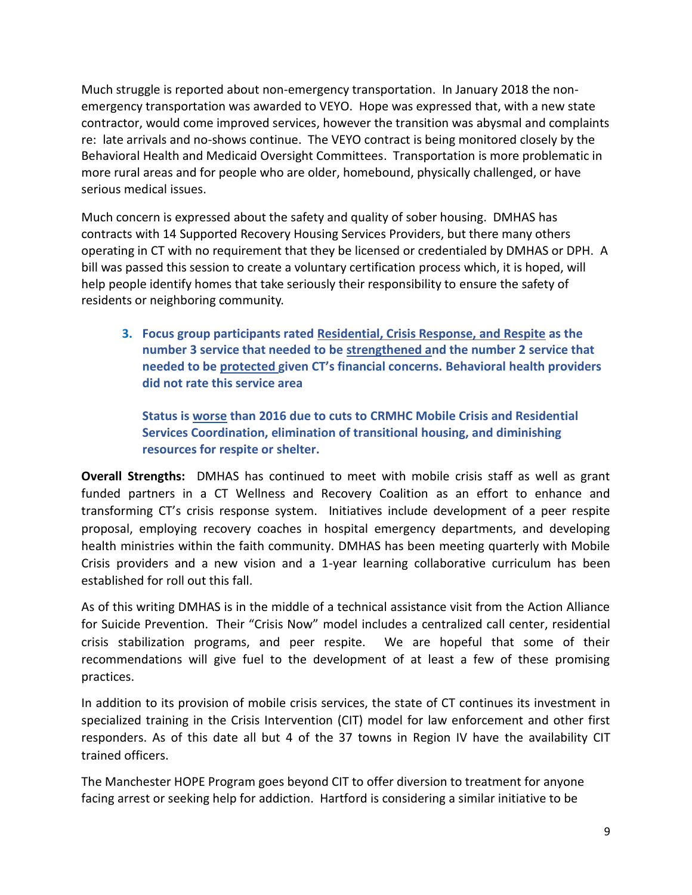Much struggle is reported about non-emergency transportation. In January 2018 the non-emergency transportation was awarded to VEYO. Hope was expressed that, with a new state contractor, would come improved services, however the transition was abysmal and complaints re: late arrivals and no-shows continue. The VEYO contract is being monitored closely by the Behavioral Health and Medicaid Oversight Committees. Transportation is more problematic in more rural areas and for people who are older, homebound, physically challenged, or have serious medical issues.

Much concern is expressed about the safety and quality of sober housing. DMHAS has contracts with 14 Supported Recovery Housing Services Providers, but there many others operating in CT with no requirement that they be licensed or credentialed by DMHAS or DPH. A bill was passed this session to create a voluntary certification process which, it is hoped, will help people identify homes that take seriously their responsibility to ensure the safety of residents or neighboring community.

3. **Focus group participants rated <u>Residential, Crisis Response, and Respite</u> as the number 3 service that needed to be <u>strengthened</u> and the number 2 service that needed to be <u>protected</u> given CT's financial concerns. Behavioral health providers did not rate this service area**

   **Status is <u>worse</u> than 2016 due to cuts to CRMHC Mobile Crisis and Residential Services Coordination, elimination of transitional housing, and diminishing resources for respite or shelter.**

**Overall Strengths:** DMHAS has continued to meet with mobile crisis staff as well as grant funded partners in a CT Wellness and Recovery Coalition as an effort to enhance and transforming CT's crisis response system. Initiatives include development of a peer respite proposal, employing recovery coaches in hospital emergency departments, and developing health ministries within the faith community. DMHAS has been meeting quarterly with Mobile Crisis providers and a new vision and a 1-year learning collaborative curriculum has been established for roll out this fall.

As of this writing DMHAS is in the middle of a technical assistance visit from the Action Alliance for Suicide Prevention. Their "Crisis Now" model includes a centralized call center, residential crisis stabilization programs, and peer respite. We are hopeful that some of their recommendations will give fuel to the development of at least a few of these promising practices.

In addition to its provision of mobile crisis services, the state of CT continues its investment in specialized training in the Crisis Intervention (CIT) model for law enforcement and other first responders. As of this date all but 4 of the 37 towns in Region IV have the availability CIT trained officers.

The Manchester HOPE Program goes beyond CIT to offer diversion to treatment for anyone facing arrest or seeking help for addiction. Hartford is considering a similar initiative to be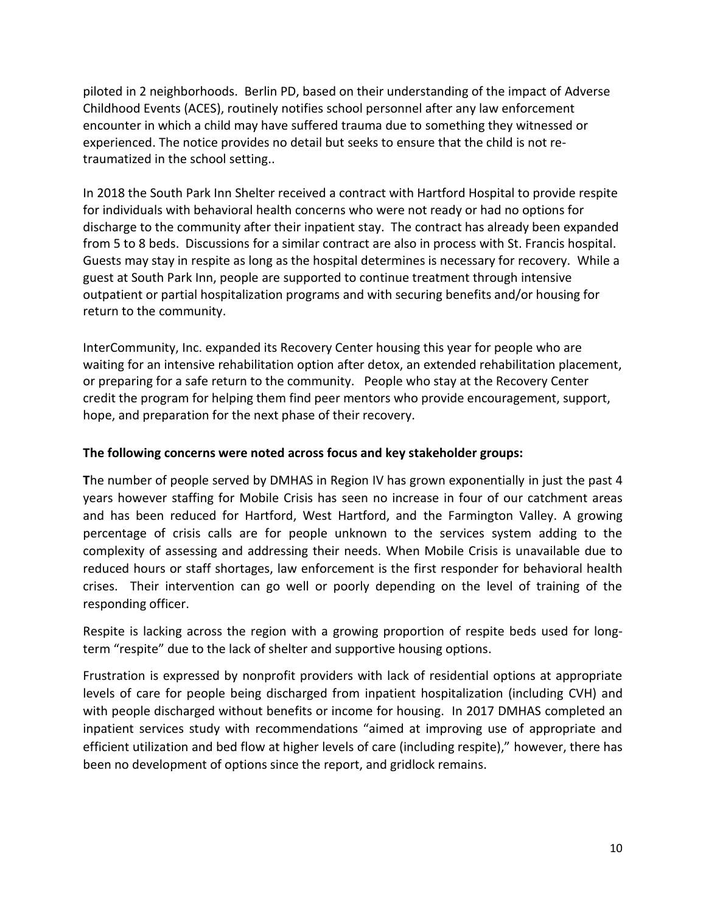piloted in 2 neighborhoods. Berlin PD, based on their understanding of the impact of Adverse Childhood Events (ACES), routinely notifies school personnel after any law enforcement encounter in which a child may have suffered trauma due to something they witnessed or experienced. The notice provides no detail but seeks to ensure that the child is not re-traumatized in the school setting..

In 2018 the South Park Inn Shelter received a contract with Hartford Hospital to provide respite for individuals with behavioral health concerns who were not ready or had no options for discharge to the community after their inpatient stay. The contract has already been expanded from 5 to 8 beds. Discussions for a similar contract are also in process with St. Francis hospital. Guests may stay in respite as long as the hospital determines is necessary for recovery. While a guest at South Park Inn, people are supported to continue treatment through intensive outpatient or partial hospitalization programs and with securing benefits and/or housing for return to the community.

InterCommunity, Inc. expanded its Recovery Center housing this year for people who are waiting for an intensive rehabilitation option after detox, an extended rehabilitation placement, or preparing for a safe return to the community. People who stay at the Recovery Center credit the program for helping them find peer mentors who provide encouragement, support, hope, and preparation for the next phase of their recovery.

**The following concerns were noted across focus and key stakeholder groups:**

**T**he number of people served by DMHAS in Region IV has grown exponentially in just the past 4 years however staffing for Mobile Crisis has seen no increase in four of our catchment areas and has been reduced for Hartford, West Hartford, and the Farmington Valley. A growing percentage of crisis calls are for people unknown to the services system adding to the complexity of assessing and addressing their needs. When Mobile Crisis is unavailable due to reduced hours or staff shortages, law enforcement is the first responder for behavioral health crises. Their intervention can go well or poorly depending on the level of training of the responding officer.

Respite is lacking across the region with a growing proportion of respite beds used for long-term "respite" due to the lack of shelter and supportive housing options.

Frustration is expressed by nonprofit providers with lack of residential options at appropriate levels of care for people being discharged from inpatient hospitalization (including CVH) and with people discharged without benefits or income for housing. In 2017 DMHAS completed an inpatient services study with recommendations "aimed at improving use of appropriate and efficient utilization and bed flow at higher levels of care (including respite)," however, there has been no development of options since the report, and gridlock remains.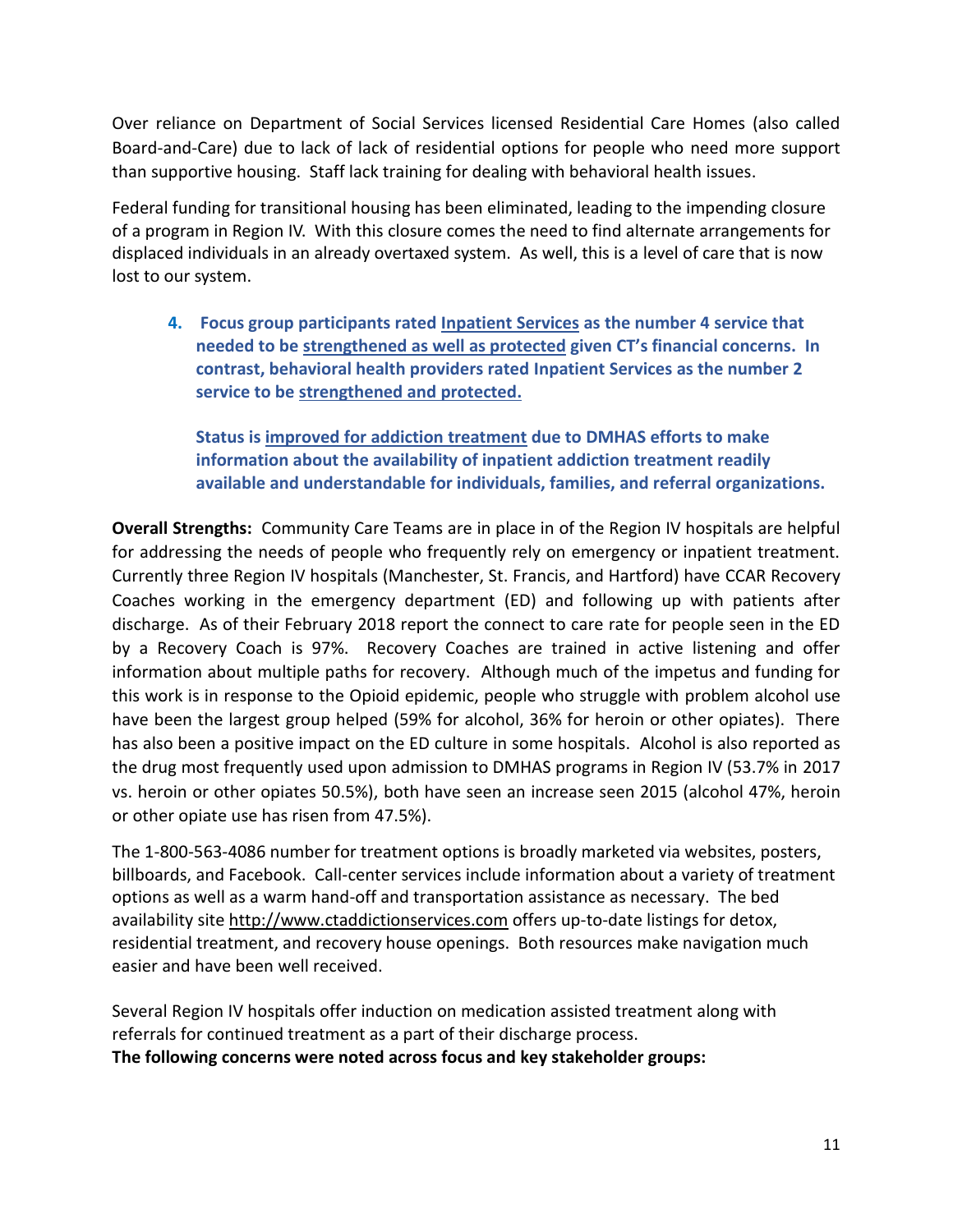Over reliance on Department of Social Services licensed Residential Care Homes (also called Board-and-Care) due to lack of lack of residential options for people who need more support than supportive housing. Staff lack training for dealing with behavioral health issues.

Federal funding for transitional housing has been eliminated, leading to the impending closure of a program in Region IV. With this closure comes the need to find alternate arrangements for displaced individuals in an already overtaxed system. As well, this is a level of care that is now lost to our system.

4. **Focus group participants rated Inpatient Services as the number 4 service that needed to be strengthened as well as protected given CT's financial concerns. In contrast, behavioral health providers rated Inpatient Services as the number 2 service to be strengthened and protected.**

   **Status is improved for addiction treatment due to DMHAS efforts to make information about the availability of inpatient addiction treatment readily available and understandable for individuals, families, and referral organizations.**

**Overall Strengths:** Community Care Teams are in place in of the Region IV hospitals are helpful for addressing the needs of people who frequently rely on emergency or inpatient treatment. Currently three Region IV hospitals (Manchester, St. Francis, and Hartford) have CCAR Recovery Coaches working in the emergency department (ED) and following up with patients after discharge. As of their February 2018 report the connect to care rate for people seen in the ED by a Recovery Coach is 97%. Recovery Coaches are trained in active listening and offer information about multiple paths for recovery. Although much of the impetus and funding for this work is in response to the Opioid epidemic, people who struggle with problem alcohol use have been the largest group helped (59% for alcohol, 36% for heroin or other opiates). There has also been a positive impact on the ED culture in some hospitals. Alcohol is also reported as the drug most frequently used upon admission to DMHAS programs in Region IV (53.7% in 2017 vs. heroin or other opiates 50.5%), both have seen an increase seen 2015 (alcohol 47%, heroin or other opiate use has risen from 47.5%).

The 1-800-563-4086 number for treatment options is broadly marketed via websites, posters, billboards, and Facebook. Call-center services include information about a variety of treatment options as well as a warm hand-off and transportation assistance as necessary. The bed availability site http://www.ctaddictionservices.com offers up-to-date listings for detox, residential treatment, and recovery house openings. Both resources make navigation much easier and have been well received.

Several Region IV hospitals offer induction on medication assisted treatment along with referrals for continued treatment as a part of their discharge process.

**The following concerns were noted across focus and key stakeholder groups:**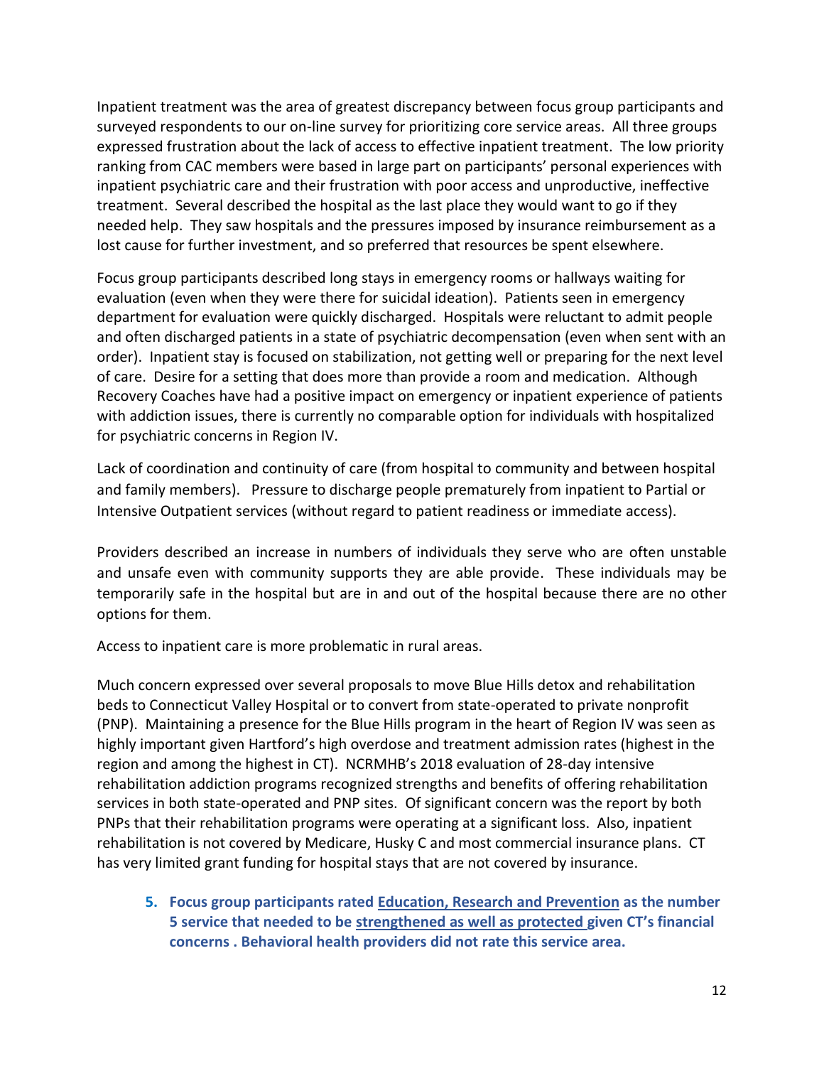Inpatient treatment was the area of greatest discrepancy between focus group participants and surveyed respondents to our on-line survey for prioritizing core service areas. All three groups expressed frustration about the lack of access to effective inpatient treatment. The low priority ranking from CAC members were based in large part on participants' personal experiences with inpatient psychiatric care and their frustration with poor access and unproductive, ineffective treatment. Several described the hospital as the last place they would want to go if they needed help. They saw hospitals and the pressures imposed by insurance reimbursement as a lost cause for further investment, and so preferred that resources be spent elsewhere.

Focus group participants described long stays in emergency rooms or hallways waiting for evaluation (even when they were there for suicidal ideation). Patients seen in emergency department for evaluation were quickly discharged. Hospitals were reluctant to admit people and often discharged patients in a state of psychiatric decompensation (even when sent with an order). Inpatient stay is focused on stabilization, not getting well or preparing for the next level of care. Desire for a setting that does more than provide a room and medication. Although Recovery Coaches have had a positive impact on emergency or inpatient experience of patients with addiction issues, there is currently no comparable option for individuals with hospitalized for psychiatric concerns in Region IV.

Lack of coordination and continuity of care (from hospital to community and between hospital and family members). Pressure to discharge people prematurely from inpatient to Partial or Intensive Outpatient services (without regard to patient readiness or immediate access).

Providers described an increase in numbers of individuals they serve who are often unstable and unsafe even with community supports they are able provide. These individuals may be temporarily safe in the hospital but are in and out of the hospital because there are no other options for them.

Access to inpatient care is more problematic in rural areas.

Much concern expressed over several proposals to move Blue Hills detox and rehabilitation beds to Connecticut Valley Hospital or to convert from state-operated to private nonprofit (PNP). Maintaining a presence for the Blue Hills program in the heart of Region IV was seen as highly important given Hartford's high overdose and treatment admission rates (highest in the region and among the highest in CT). NCRMHB's 2018 evaluation of 28-day intensive rehabilitation addiction programs recognized strengths and benefits of offering rehabilitation services in both state-operated and PNP sites. Of significant concern was the report by both PNPs that their rehabilitation programs were operating at a significant loss. Also, inpatient rehabilitation is not covered by Medicare, Husky C and most commercial insurance plans. CT has very limited grant funding for hospital stays that are not covered by insurance.

5. **Focus group participants rated <u>Education, Research and Prevention</u> as the number 5 service that needed to be <u>strengthened as well as protected</u> given CT's financial concerns . Behavioral health providers did not rate this service area.**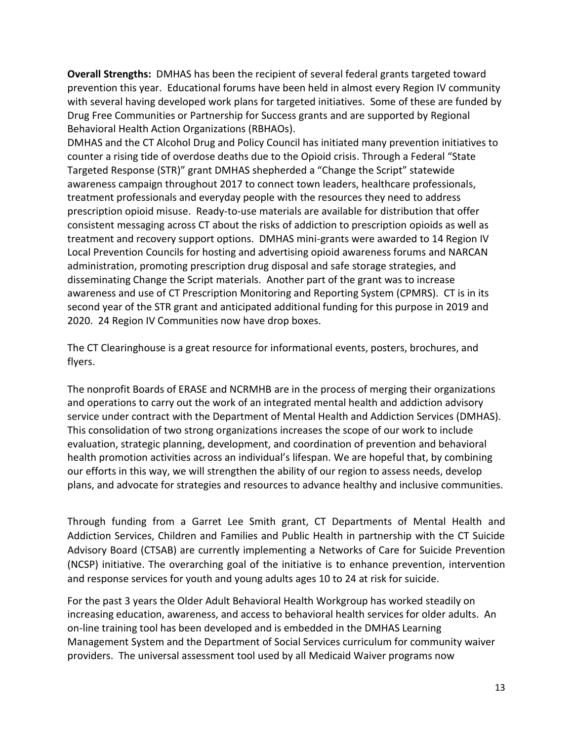**Overall Strengths:** DMHAS has been the recipient of several federal grants targeted toward prevention this year. Educational forums have been held in almost every Region IV community with several having developed work plans for targeted initiatives. Some of these are funded by Drug Free Communities or Partnership for Success grants and are supported by Regional Behavioral Health Action Organizations (RBHAOs).

DMHAS and the CT Alcohol Drug and Policy Council has initiated many prevention initiatives to counter a rising tide of overdose deaths due to the Opioid crisis. Through a Federal "State Targeted Response (STR)" grant DMHAS shepherded a "Change the Script" statewide awareness campaign throughout 2017 to connect town leaders, healthcare professionals, treatment professionals and everyday people with the resources they need to address prescription opioid misuse. Ready-to-use materials are available for distribution that offer consistent messaging across CT about the risks of addiction to prescription opioids as well as treatment and recovery support options. DMHAS mini-grants were awarded to 14 Region IV Local Prevention Councils for hosting and advertising opioid awareness forums and NARCAN administration, promoting prescription drug disposal and safe storage strategies, and disseminating Change the Script materials. Another part of the grant was to increase awareness and use of CT Prescription Monitoring and Reporting System (CPMRS). CT is in its second year of the STR grant and anticipated additional funding for this purpose in 2019 and 2020. 24 Region IV Communities now have drop boxes.

The CT Clearinghouse is a great resource for informational events, posters, brochures, and flyers.

The nonprofit Boards of ERASE and NCRMHB are in the process of merging their organizations and operations to carry out the work of an integrated mental health and addiction advisory service under contract with the Department of Mental Health and Addiction Services (DMHAS). This consolidation of two strong organizations increases the scope of our work to include evaluation, strategic planning, development, and coordination of prevention and behavioral health promotion activities across an individual's lifespan. We are hopeful that, by combining our efforts in this way, we will strengthen the ability of our region to assess needs, develop plans, and advocate for strategies and resources to advance healthy and inclusive communities.

Through funding from a Garret Lee Smith grant, CT Departments of Mental Health and Addiction Services, Children and Families and Public Health in partnership with the CT Suicide Advisory Board (CTSAB) are currently implementing a Networks of Care for Suicide Prevention (NCSP) initiative. The overarching goal of the initiative is to enhance prevention, intervention and response services for youth and young adults ages 10 to 24 at risk for suicide.

For the past 3 years the Older Adult Behavioral Health Workgroup has worked steadily on increasing education, awareness, and access to behavioral health services for older adults. An on-line training tool has been developed and is embedded in the DMHAS Learning Management System and the Department of Social Services curriculum for community waiver providers. The universal assessment tool used by all Medicaid Waiver programs now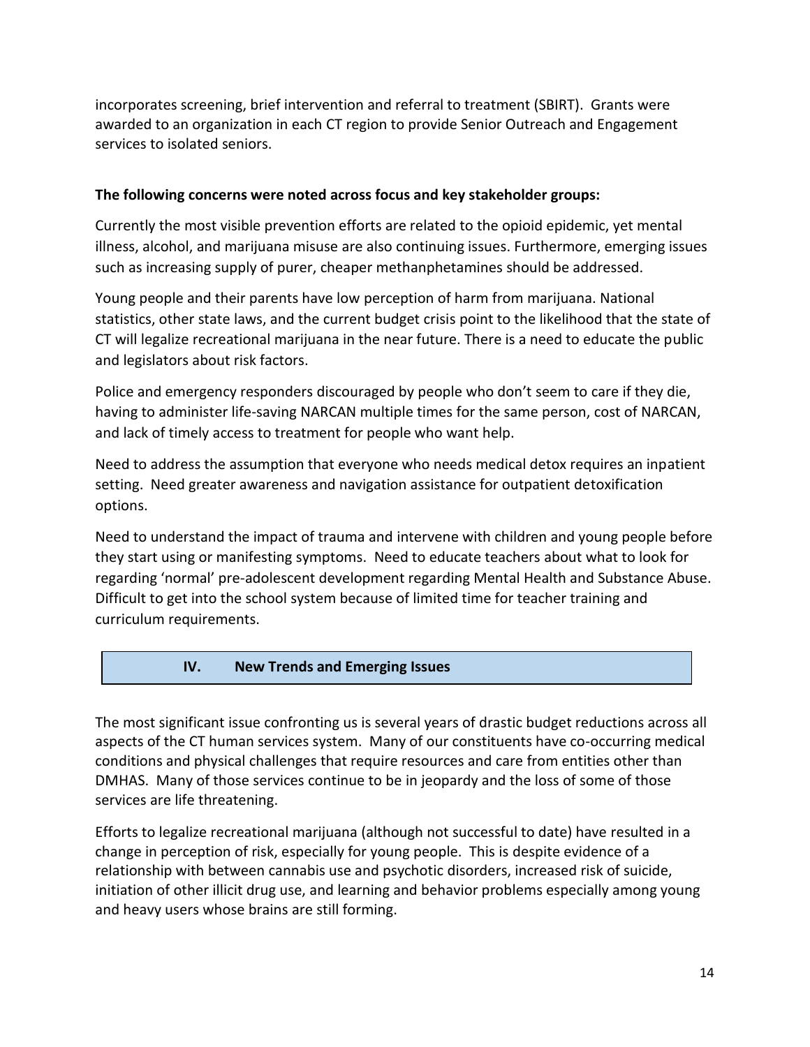incorporates screening, brief intervention and referral to treatment (SBIRT). Grants were awarded to an organization in each CT region to provide Senior Outreach and Engagement services to isolated seniors.

**The following concerns were noted across focus and key stakeholder groups:**

Currently the most visible prevention efforts are related to the opioid epidemic, yet mental illness, alcohol, and marijuana misuse are also continuing issues. Furthermore, emerging issues such as increasing supply of purer, cheaper methanphetamines should be addressed.

Young people and their parents have low perception of harm from marijuana. National statistics, other state laws, and the current budget crisis point to the likelihood that the state of CT will legalize recreational marijuana in the near future. There is a need to educate the public and legislators about risk factors.

Police and emergency responders discouraged by people who don't seem to care if they die, having to administer life-saving NARCAN multiple times for the same person, cost of NARCAN, and lack of timely access to treatment for people who want help.

Need to address the assumption that everyone who needs medical detox requires an inpatient setting. Need greater awareness and navigation assistance for outpatient detoxification options.

Need to understand the impact of trauma and intervene with children and young people before they start using or manifesting symptoms. Need to educate teachers about what to look for regarding 'normal' pre-adolescent development regarding Mental Health and Substance Abuse. Difficult to get into the school system because of limited time for teacher training and curriculum requirements.

## IV. New Trends and Emerging Issues

The most significant issue confronting us is several years of drastic budget reductions across all aspects of the CT human services system. Many of our constituents have co-occurring medical conditions and physical challenges that require resources and care from entities other than DMHAS. Many of those services continue to be in jeopardy and the loss of some of those services are life threatening.

Efforts to legalize recreational marijuana (although not successful to date) have resulted in a change in perception of risk, especially for young people. This is despite evidence of a relationship with between cannabis use and psychotic disorders, increased risk of suicide, initiation of other illicit drug use, and learning and behavior problems especially among young and heavy users whose brains are still forming.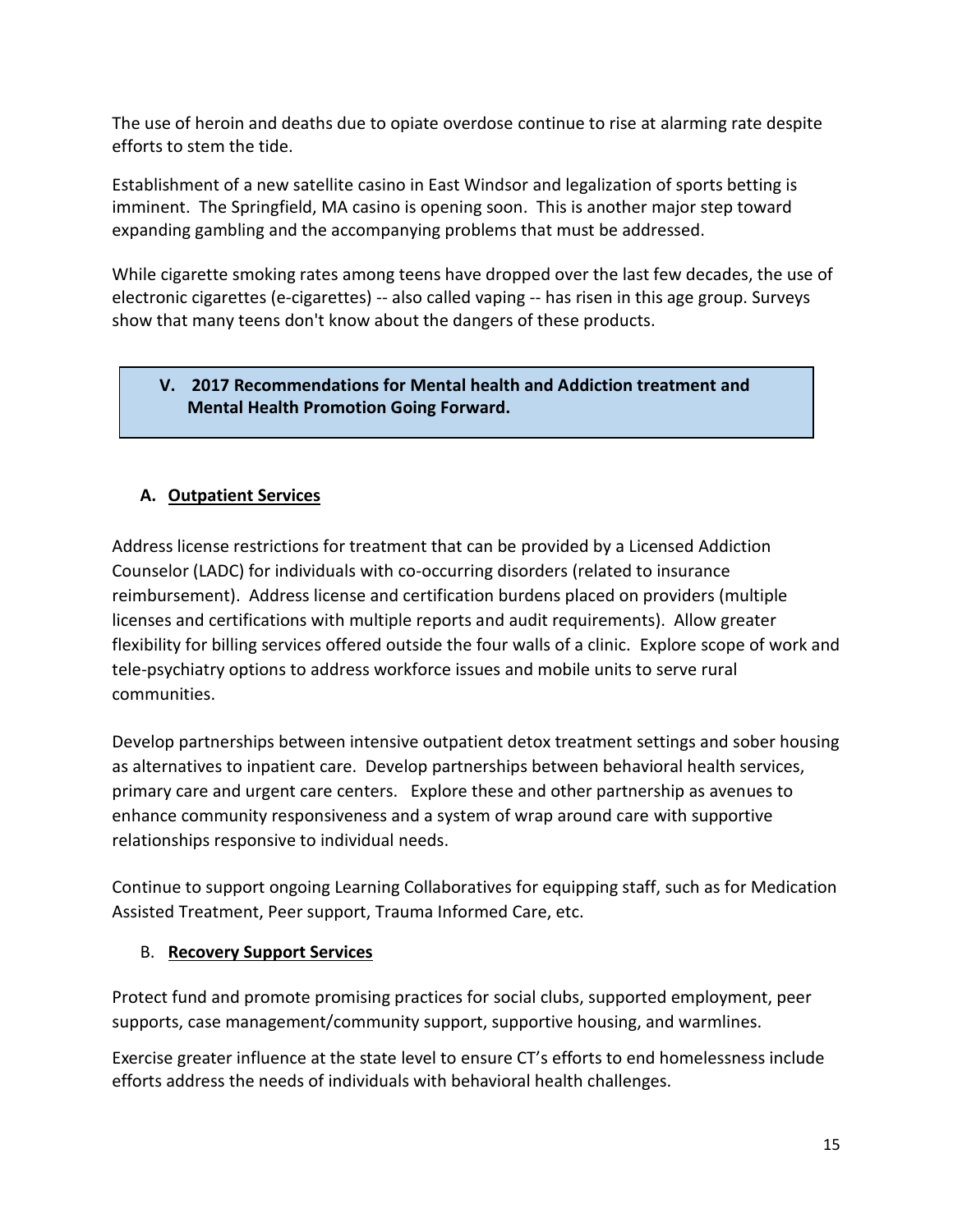The use of heroin and deaths due to opiate overdose continue to rise at alarming rate despite efforts to stem the tide.

Establishment of a new satellite casino in East Windsor and legalization of sports betting is imminent. The Springfield, MA casino is opening soon. This is another major step toward expanding gambling and the accompanying problems that must be addressed.

While cigarette smoking rates among teens have dropped over the last few decades, the use of electronic cigarettes (e-cigarettes) -- also called vaping -- has risen in this age group. Surveys show that many teens don't know about the dangers of these products.

## V. 2017 Recommendations for Mental health and Addiction treatment and Mental Health Promotion Going Forward.

### A. Outpatient Services

Address license restrictions for treatment that can be provided by a Licensed Addiction Counselor (LADC) for individuals with co-occurring disorders (related to insurance reimbursement). Address license and certification burdens placed on providers (multiple licenses and certifications with multiple reports and audit requirements). Allow greater flexibility for billing services offered outside the four walls of a clinic. Explore scope of work and tele-psychiatry options to address workforce issues and mobile units to serve rural communities.

Develop partnerships between intensive outpatient detox treatment settings and sober housing as alternatives to inpatient care. Develop partnerships between behavioral health services, primary care and urgent care centers. Explore these and other partnership as avenues to enhance community responsiveness and a system of wrap around care with supportive relationships responsive to individual needs.

Continue to support ongoing Learning Collaboratives for equipping staff, such as for Medication Assisted Treatment, Peer support, Trauma Informed Care, etc.

### B. Recovery Support Services

Protect fund and promote promising practices for social clubs, supported employment, peer supports, case management/community support, supportive housing, and warmlines.

Exercise greater influence at the state level to ensure CT's efforts to end homelessness include efforts address the needs of individuals with behavioral health challenges.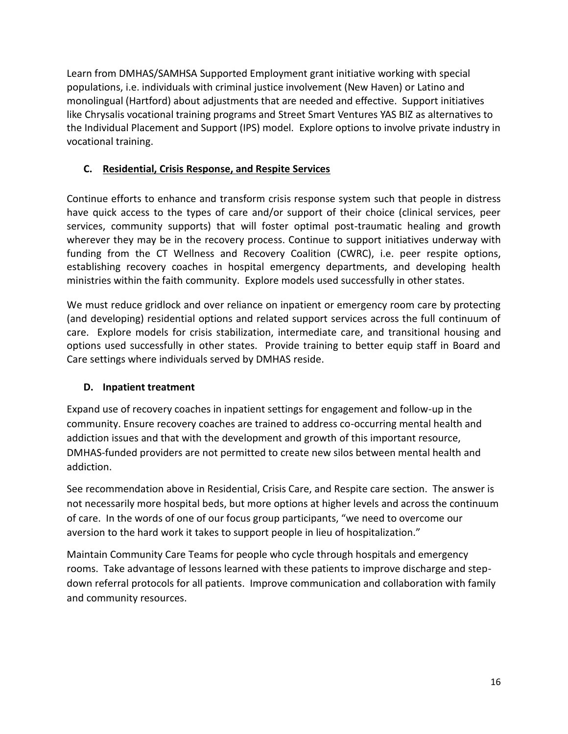Learn from DMHAS/SAMHSA Supported Employment grant initiative working with special populations, i.e. individuals with criminal justice involvement (New Haven) or Latino and monolingual (Hartford) about adjustments that are needed and effective. Support initiatives like Chrysalis vocational training programs and Street Smart Ventures YAS BIZ as alternatives to the Individual Placement and Support (IPS) model. Explore options to involve private industry in vocational training.

### C. Residential, Crisis Response, and Respite Services

Continue efforts to enhance and transform crisis response system such that people in distress have quick access to the types of care and/or support of their choice (clinical services, peer services, community supports) that will foster optimal post-traumatic healing and growth wherever they may be in the recovery process. Continue to support initiatives underway with funding from the CT Wellness and Recovery Coalition (CWRC), i.e. peer respite options, establishing recovery coaches in hospital emergency departments, and developing health ministries within the faith community. Explore models used successfully in other states.

We must reduce gridlock and over reliance on inpatient or emergency room care by protecting (and developing) residential options and related support services across the full continuum of care. Explore models for crisis stabilization, intermediate care, and transitional housing and options used successfully in other states. Provide training to better equip staff in Board and Care settings where individuals served by DMHAS reside.

### D. Inpatient treatment

Expand use of recovery coaches in inpatient settings for engagement and follow-up in the community. Ensure recovery coaches are trained to address co-occurring mental health and addiction issues and that with the development and growth of this important resource, DMHAS-funded providers are not permitted to create new silos between mental health and addiction.

See recommendation above in Residential, Crisis Care, and Respite care section. The answer is not necessarily more hospital beds, but more options at higher levels and across the continuum of care. In the words of one of our focus group participants, "we need to overcome our aversion to the hard work it takes to support people in lieu of hospitalization."

Maintain Community Care Teams for people who cycle through hospitals and emergency rooms. Take advantage of lessons learned with these patients to improve discharge and step-down referral protocols for all patients. Improve communication and collaboration with family and community resources.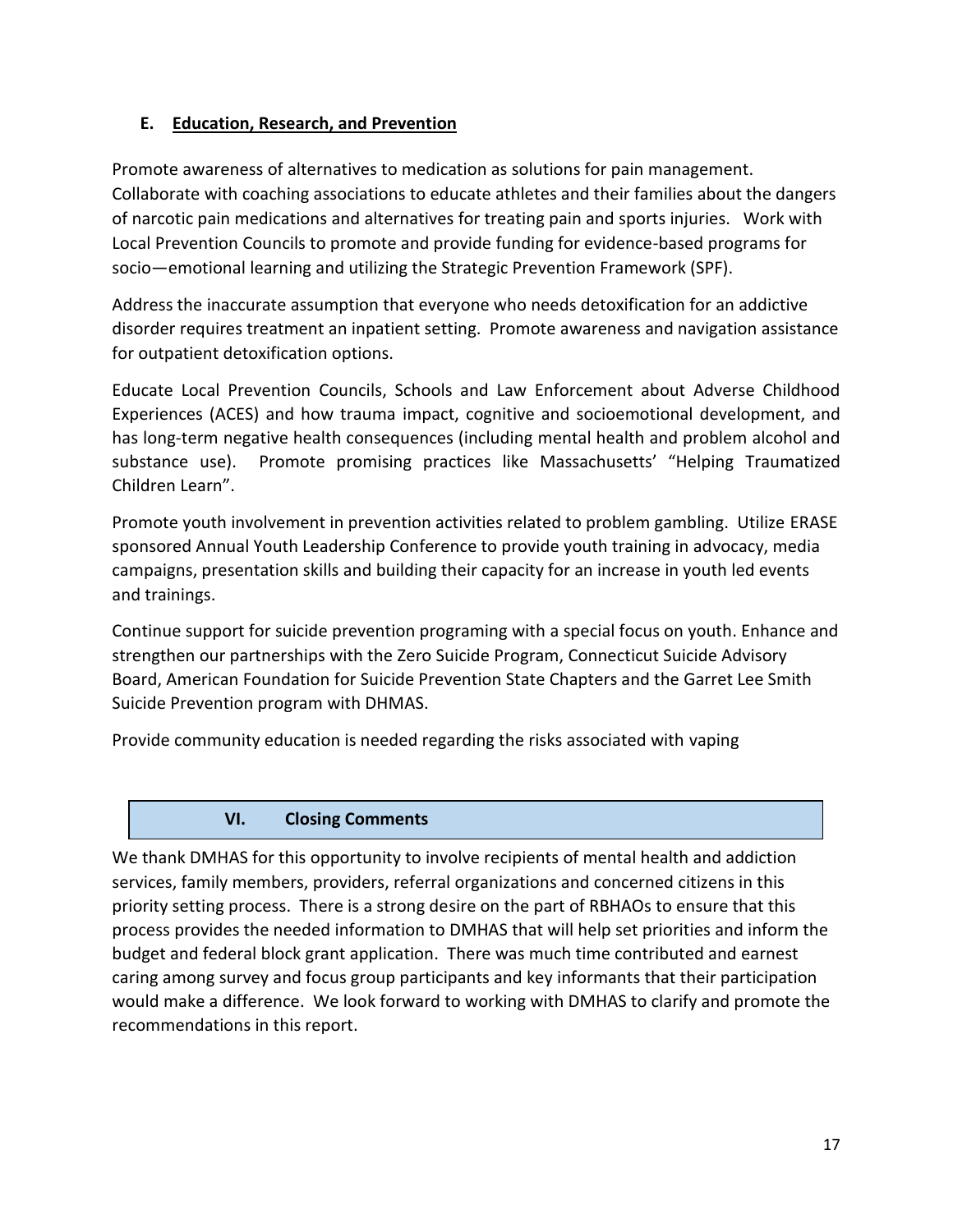### E. Education, Research, and Prevention

Promote awareness of alternatives to medication as solutions for pain management. Collaborate with coaching associations to educate athletes and their families about the dangers of narcotic pain medications and alternatives for treating pain and sports injuries. Work with Local Prevention Councils to promote and provide funding for evidence-based programs for socio—emotional learning and utilizing the Strategic Prevention Framework (SPF).

Address the inaccurate assumption that everyone who needs detoxification for an addictive disorder requires treatment an inpatient setting. Promote awareness and navigation assistance for outpatient detoxification options.

Educate Local Prevention Councils, Schools and Law Enforcement about Adverse Childhood Experiences (ACES) and how trauma impact, cognitive and socioemotional development, and has long-term negative health consequences (including mental health and problem alcohol and substance use). Promote promising practices like Massachusetts' "Helping Traumatized Children Learn".

Promote youth involvement in prevention activities related to problem gambling. Utilize ERASE sponsored Annual Youth Leadership Conference to provide youth training in advocacy, media campaigns, presentation skills and building their capacity for an increase in youth led events and trainings.

Continue support for suicide prevention programing with a special focus on youth. Enhance and strengthen our partnerships with the Zero Suicide Program, Connecticut Suicide Advisory Board, American Foundation for Suicide Prevention State Chapters and the Garret Lee Smith Suicide Prevention program with DHMAS.

Provide community education is needed regarding the risks associated with vaping

## VI. Closing Comments

We thank DMHAS for this opportunity to involve recipients of mental health and addiction services, family members, providers, referral organizations and concerned citizens in this priority setting process. There is a strong desire on the part of RBHAOs to ensure that this process provides the needed information to DMHAS that will help set priorities and inform the budget and federal block grant application. There was much time contributed and earnest caring among survey and focus group participants and key informants that their participation would make a difference. We look forward to working with DMHAS to clarify and promote the recommendations in this report.